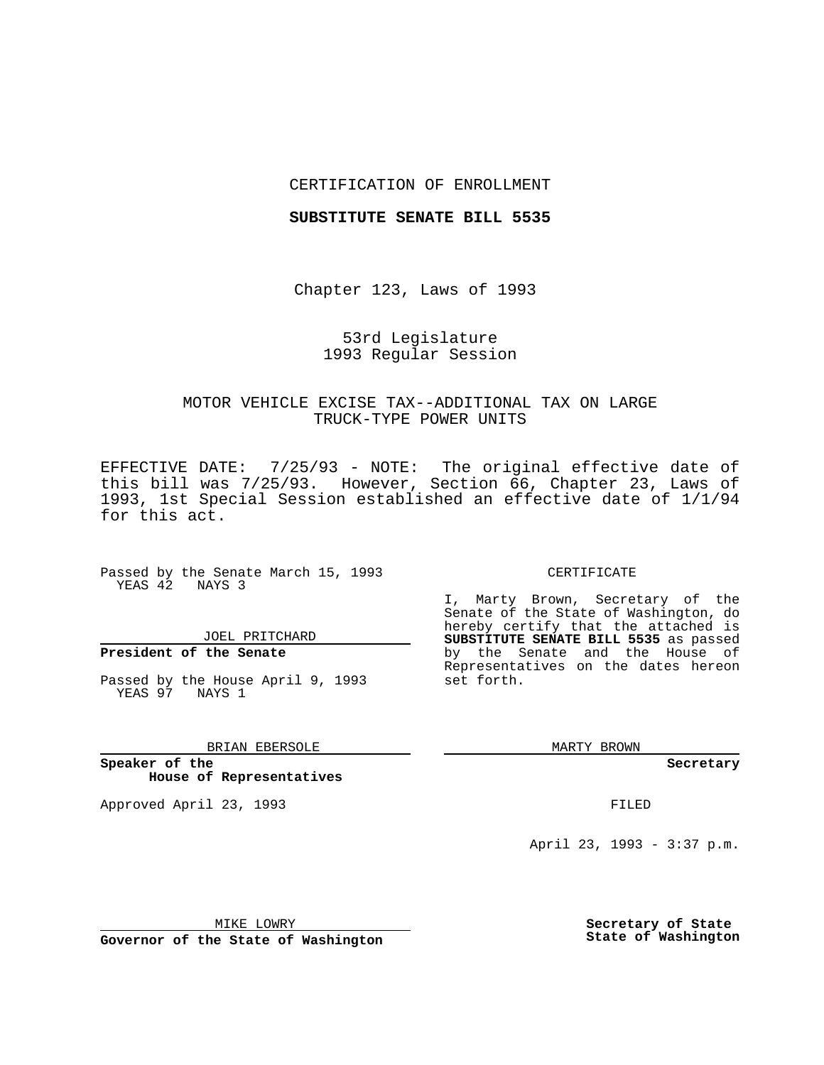CERTIFICATION OF ENROLLMENT

**SUBSTITUTE SENATE BILL 5535**

Chapter 123, Laws of 1993

53rd Legislature
1993 Regular Session

MOTOR VEHICLE EXCISE TAX--ADDITIONAL TAX ON LARGE TRUCK-TYPE POWER UNITS

EFFECTIVE DATE: 7/25/93 - NOTE: The original effective date of this bill was 7/25/93. However, Section 66, Chapter 23, Laws of 1993, 1st Special Session established an effective date of 1/1/94 for this act.

Passed by the Senate March 15, 1993
YEAS 42 NAYS 3

JOEL PRITCHARD

**President of the Senate**

Passed by the House April 9, 1993
YEAS 97 NAYS 1

BRIAN EBERSOLE

**Speaker of the House of Representatives**

Approved April 23, 1993

MIKE LOWRY

**Governor of the State of Washington**

CERTIFICATE

I, Marty Brown, Secretary of the Senate of the State of Washington, do hereby certify that the attached is **SUBSTITUTE SENATE BILL 5535** as passed by the Senate and the House of Representatives on the dates hereon set forth.

MARTY BROWN

**Secretary**

FILED

April 23, 1993 - 3:37 p.m.

**Secretary of State**
**State of Washington**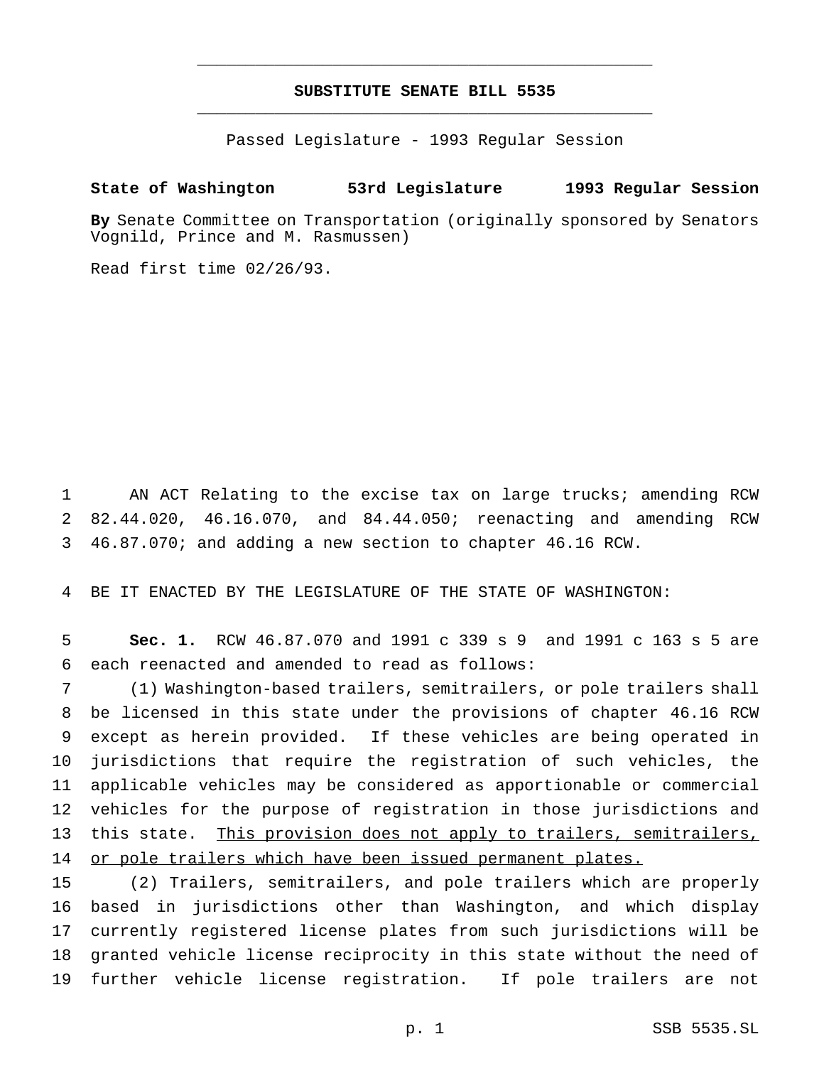# SUBSTITUTE SENATE BILL 5535

Passed Legislature - 1993 Regular Session

**State of Washington 53rd Legislature 1993 Regular Session**

**By** Senate Committee on Transportation (originally sponsored by Senators Vognild, Prince and M. Rasmussen)

Read first time 02/26/93.

AN ACT Relating to the excise tax on large trucks; amending RCW 82.44.020, 46.16.070, and 84.44.050; reenacting and amending RCW 46.87.070; and adding a new section to chapter 46.16 RCW.

BE IT ENACTED BY THE LEGISLATURE OF THE STATE OF WASHINGTON:

**Sec. 1.** RCW 46.87.070 and 1991 c 339 s 9 and 1991 c 163 s 5 are each reenacted and amended to read as follows:

(1) Washington-based trailers, semitrailers, or pole trailers shall be licensed in this state under the provisions of chapter 46.16 RCW except as herein provided. If these vehicles are being operated in jurisdictions that require the registration of such vehicles, the applicable vehicles may be considered as apportionable or commercial vehicles for the purpose of registration in those jurisdictions and this state. <u>This provision does not apply to trailers, semitrailers, or pole trailers which have been issued permanent plates.</u>

(2) Trailers, semitrailers, and pole trailers which are properly based in jurisdictions other than Washington, and which display currently registered license plates from such jurisdictions will be granted vehicle license reciprocity in this state without the need of further vehicle license registration. If pole trailers are not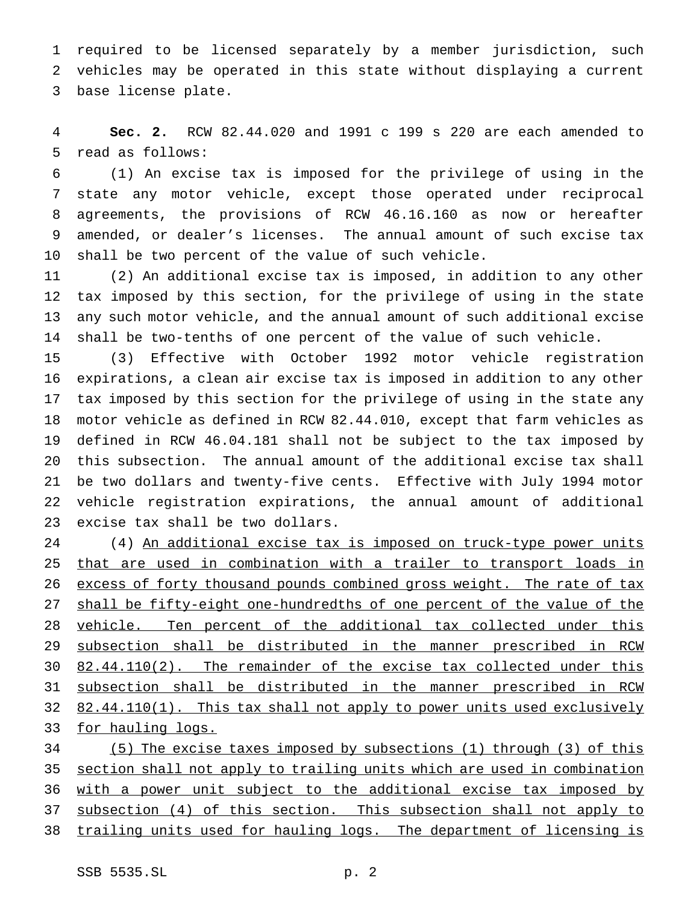required to be licensed separately by a member jurisdiction, such vehicles may be operated in this state without displaying a current base license plate.

**Sec. 2.** RCW 82.44.020 and 1991 c 199 s 220 are each amended to read as follows:

(1) An excise tax is imposed for the privilege of using in the state any motor vehicle, except those operated under reciprocal agreements, the provisions of RCW 46.16.160 as now or hereafter amended, or dealer's licenses. The annual amount of such excise tax shall be two percent of the value of such vehicle.

(2) An additional excise tax is imposed, in addition to any other tax imposed by this section, for the privilege of using in the state any such motor vehicle, and the annual amount of such additional excise shall be two-tenths of one percent of the value of such vehicle.

(3) Effective with October 1992 motor vehicle registration expirations, a clean air excise tax is imposed in addition to any other tax imposed by this section for the privilege of using in the state any motor vehicle as defined in RCW 82.44.010, except that farm vehicles as defined in RCW 46.04.181 shall not be subject to the tax imposed by this subsection. The annual amount of the additional excise tax shall be two dollars and twenty-five cents. Effective with July 1994 motor vehicle registration expirations, the annual amount of additional excise tax shall be two dollars.

(4) <u>An additional excise tax is imposed on truck-type power units that are used in combination with a trailer to transport loads in excess of forty thousand pounds combined gross weight. The rate of tax shall be fifty-eight one-hundredths of one percent of the value of the vehicle. Ten percent of the additional tax collected under this subsection shall be distributed in the manner prescribed in RCW 82.44.110(2). The remainder of the excise tax collected under this subsection shall be distributed in the manner prescribed in RCW 82.44.110(1). This tax shall not apply to power units used exclusively for hauling logs.</u>

<u>(5) The excise taxes imposed by subsections (1) through (3) of this section shall not apply to trailing units which are used in combination with a power unit subject to the additional excise tax imposed by subsection (4) of this section. This subsection shall not apply to trailing units used for hauling logs. The department of licensing is</u>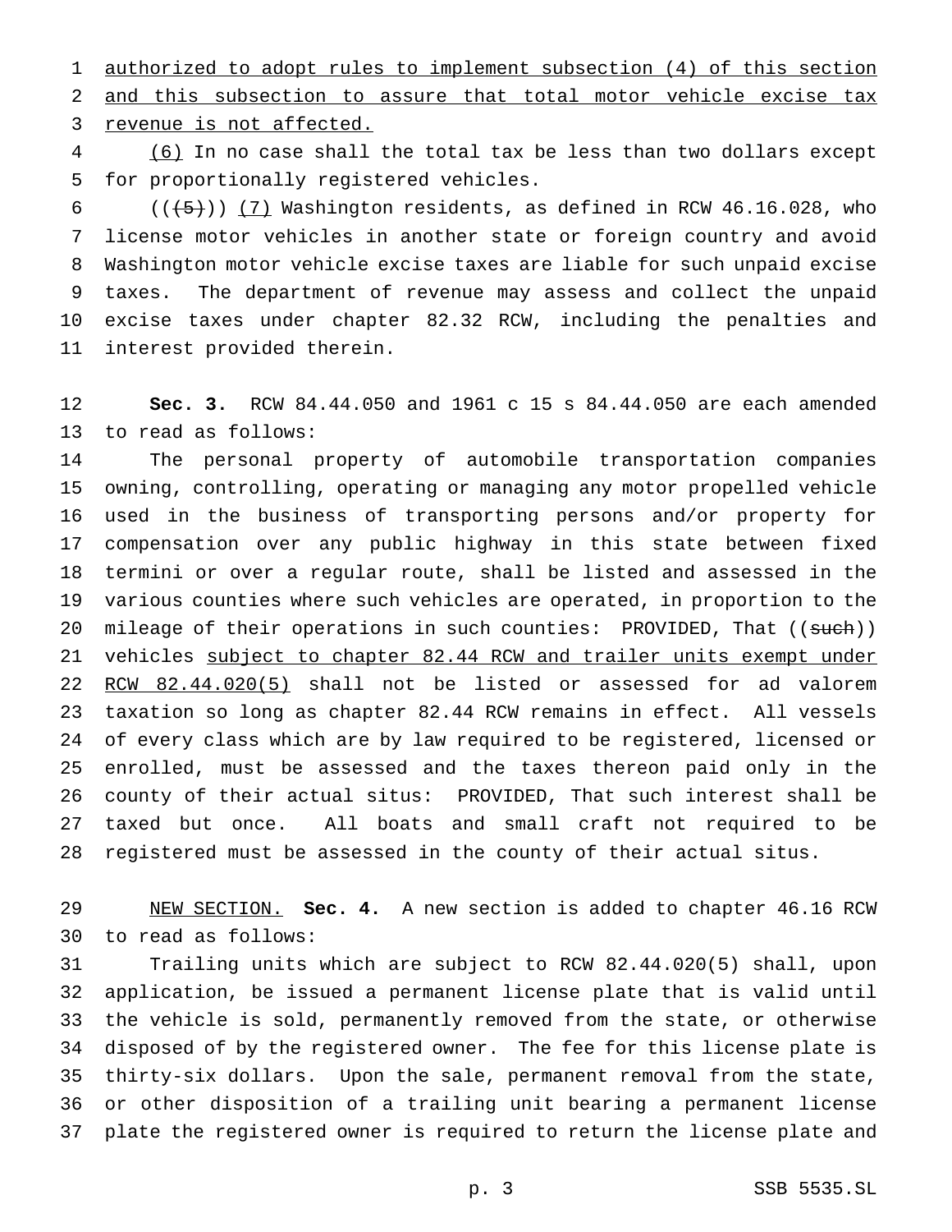authorized to adopt rules to implement subsection (4) of this section and this subsection to assure that total motor vehicle excise tax revenue is not affected.

(6) In no case shall the total tax be less than two dollars except for proportionally registered vehicles.

(((5))) (7) Washington residents, as defined in RCW 46.16.028, who license motor vehicles in another state or foreign country and avoid Washington motor vehicle excise taxes are liable for such unpaid excise taxes. The department of revenue may assess and collect the unpaid excise taxes under chapter 82.32 RCW, including the penalties and interest provided therein.

**Sec. 3.** RCW 84.44.050 and 1961 c 15 s 84.44.050 are each amended to read as follows:

The personal property of automobile transportation companies owning, controlling, operating or managing any motor propelled vehicle used in the business of transporting persons and/or property for compensation over any public highway in this state between fixed termini or over a regular route, shall be listed and assessed in the various counties where such vehicles are operated, in proportion to the mileage of their operations in such counties: PROVIDED, That ((such)) vehicles subject to chapter 82.44 RCW and trailer units exempt under RCW 82.44.020(5) shall not be listed or assessed for ad valorem taxation so long as chapter 82.44 RCW remains in effect. All vessels of every class which are by law required to be registered, licensed or enrolled, must be assessed and the taxes thereon paid only in the county of their actual situs: PROVIDED, That such interest shall be taxed but once. All boats and small craft not required to be registered must be assessed in the county of their actual situs.

NEW SECTION. **Sec. 4.** A new section is added to chapter 46.16 RCW to read as follows:

Trailing units which are subject to RCW 82.44.020(5) shall, upon application, be issued a permanent license plate that is valid until the vehicle is sold, permanently removed from the state, or otherwise disposed of by the registered owner. The fee for this license plate is thirty-six dollars. Upon the sale, permanent removal from the state, or other disposition of a trailing unit bearing a permanent license plate the registered owner is required to return the license plate and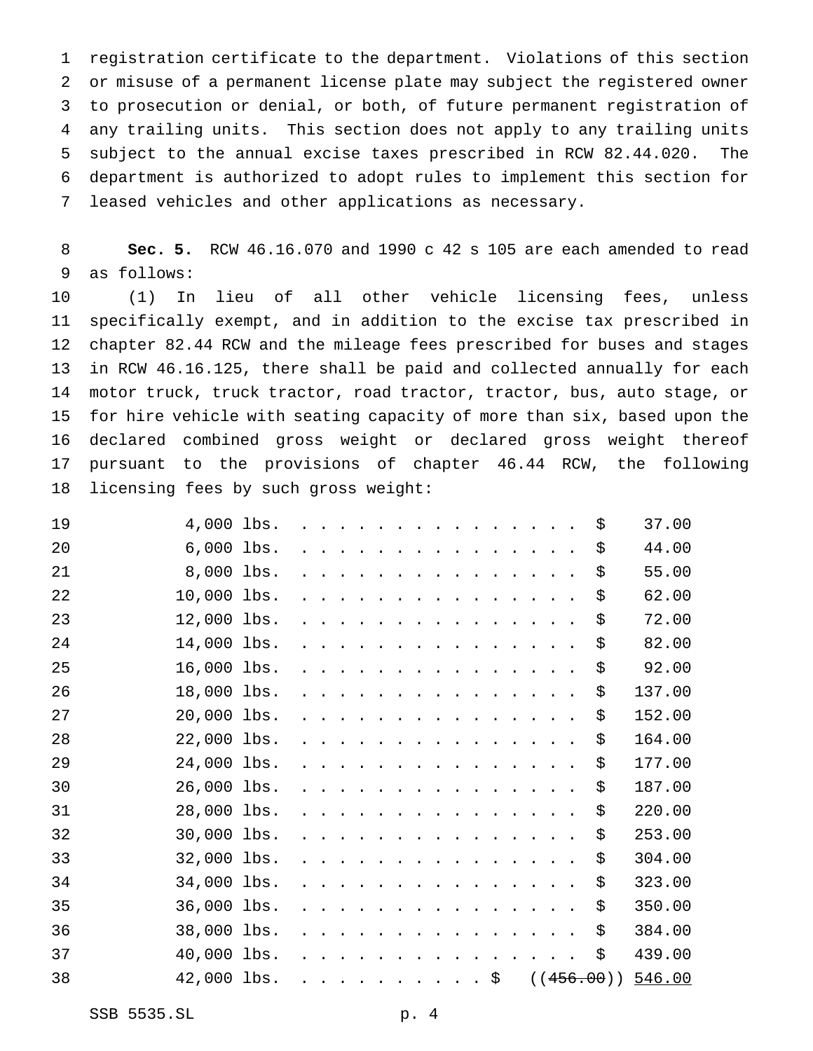registration certificate to the department. Violations of this section or misuse of a permanent license plate may subject the registered owner to prosecution or denial, or both, of future permanent registration of any trailing units. This section does not apply to any trailing units subject to the annual excise taxes prescribed in RCW 82.44.020. The department is authorized to adopt rules to implement this section for leased vehicles and other applications as necessary.

**Sec. 5.** RCW 46.16.070 and 1990 c 42 s 105 are each amended to read as follows:

(1) In lieu of all other vehicle licensing fees, unless specifically exempt, and in addition to the excise tax prescribed in chapter 82.44 RCW and the mileage fees prescribed for buses and stages in RCW 46.16.125, there shall be paid and collected annually for each motor truck, truck tractor, road tractor, tractor, bus, auto stage, or for hire vehicle with seating capacity of more than six, based upon the declared combined gross weight or declared gross weight thereof pursuant to the provisions of chapter 46.44 RCW, the following licensing fees by such gross weight:

| Weight | Fee |
|---|---|
| 4,000 lbs. | $ 37.00 |
| 6,000 lbs. | $ 44.00 |
| 8,000 lbs. | $ 55.00 |
| 10,000 lbs. | $ 62.00 |
| 12,000 lbs. | $ 72.00 |
| 14,000 lbs. | $ 82.00 |
| 16,000 lbs. | $ 92.00 |
| 18,000 lbs. | $ 137.00 |
| 20,000 lbs. | $ 152.00 |
| 22,000 lbs. | $ 164.00 |
| 24,000 lbs. | $ 177.00 |
| 26,000 lbs. | $ 187.00 |
| 28,000 lbs. | $ 220.00 |
| 30,000 lbs. | $ 253.00 |
| 32,000 lbs. | $ 304.00 |
| 34,000 lbs. | $ 323.00 |
| 36,000 lbs. | $ 350.00 |
| 38,000 lbs. | $ 384.00 |
| 40,000 lbs. | $ 439.00 |
| 42,000 lbs. | $ ((~~456.00~~)) <u>546.00</u> |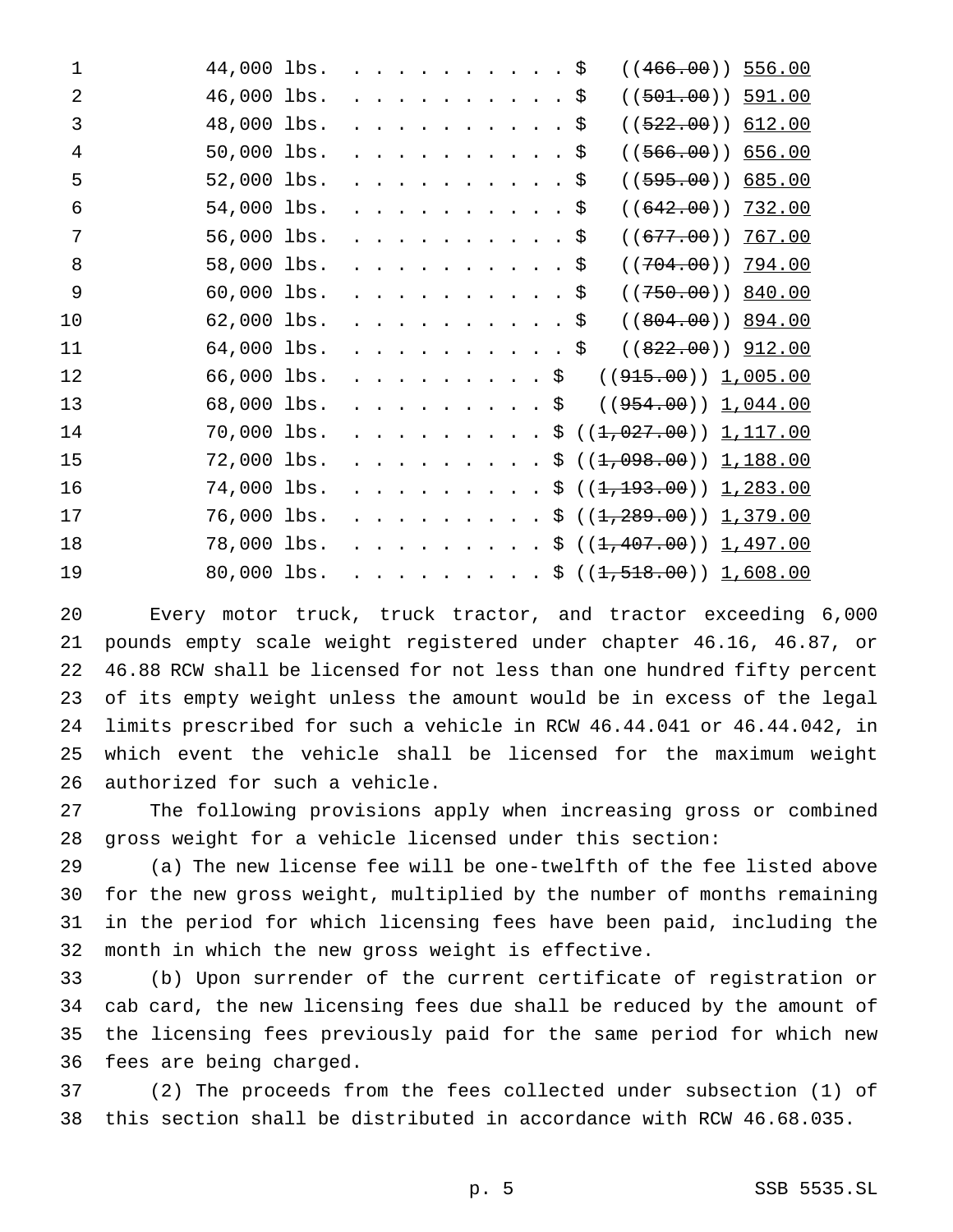| Weight | Fee |
|---|---|
| 44,000 lbs. | $ ((~~466.00~~)) 556.00 |
| 46,000 lbs. | $ ((~~501.00~~)) 591.00 |
| 48,000 lbs. | $ ((~~522.00~~)) 612.00 |
| 50,000 lbs. | $ ((~~566.00~~)) 656.00 |
| 52,000 lbs. | $ ((~~595.00~~)) 685.00 |
| 54,000 lbs. | $ ((~~642.00~~)) 732.00 |
| 56,000 lbs. | $ ((~~677.00~~)) 767.00 |
| 58,000 lbs. | $ ((~~704.00~~)) 794.00 |
| 60,000 lbs. | $ ((~~750.00~~)) 840.00 |
| 62,000 lbs. | $ ((~~804.00~~)) 894.00 |
| 64,000 lbs. | $ ((~~822.00~~)) 912.00 |
| 66,000 lbs. | $ ((~~915.00~~)) 1,005.00 |
| 68,000 lbs. | $ ((~~954.00~~)) 1,044.00 |
| 70,000 lbs. | $ ((~~1,027.00~~)) 1,117.00 |
| 72,000 lbs. | $ ((~~1,098.00~~)) 1,188.00 |
| 74,000 lbs. | $ ((~~1,193.00~~)) 1,283.00 |
| 76,000 lbs. | $ ((~~1,289.00~~)) 1,379.00 |
| 78,000 lbs. | $ ((~~1,407.00~~)) 1,497.00 |
| 80,000 lbs. | $ ((~~1,518.00~~)) 1,608.00 |

Every motor truck, truck tractor, and tractor exceeding 6,000 pounds empty scale weight registered under chapter 46.16, 46.87, or 46.88 RCW shall be licensed for not less than one hundred fifty percent of its empty weight unless the amount would be in excess of the legal limits prescribed for such a vehicle in RCW 46.44.041 or 46.44.042, in which event the vehicle shall be licensed for the maximum weight authorized for such a vehicle.

The following provisions apply when increasing gross or combined gross weight for a vehicle licensed under this section:

(a) The new license fee will be one-twelfth of the fee listed above for the new gross weight, multiplied by the number of months remaining in the period for which licensing fees have been paid, including the month in which the new gross weight is effective.

(b) Upon surrender of the current certificate of registration or cab card, the new licensing fees due shall be reduced by the amount of the licensing fees previously paid for the same period for which new fees are being charged.

(2) The proceeds from the fees collected under subsection (1) of this section shall be distributed in accordance with RCW 46.68.035.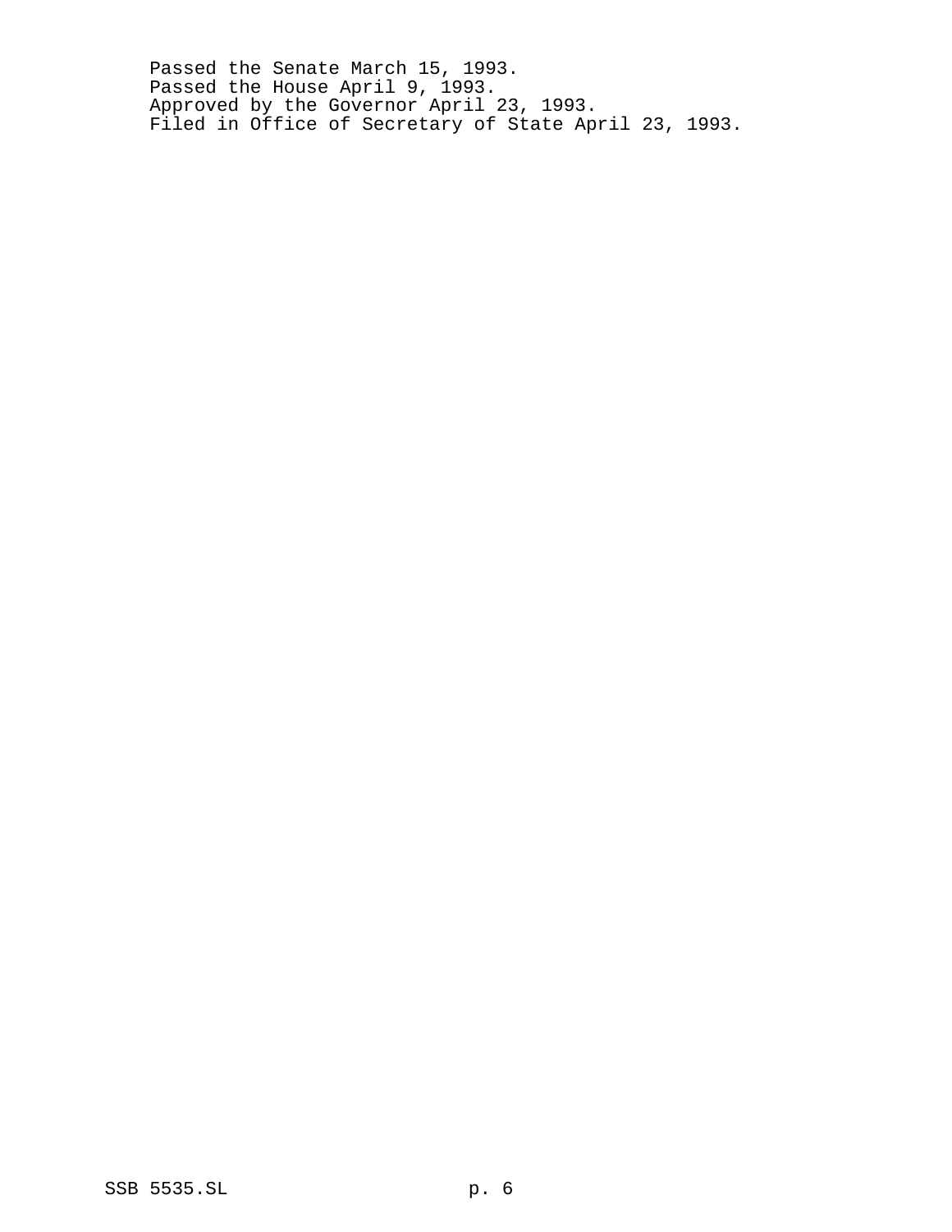Passed the Senate March 15, 1993.
Passed the House April 9, 1993.
Approved by the Governor April 23, 1993.
Filed in Office of Secretary of State April 23, 1993.